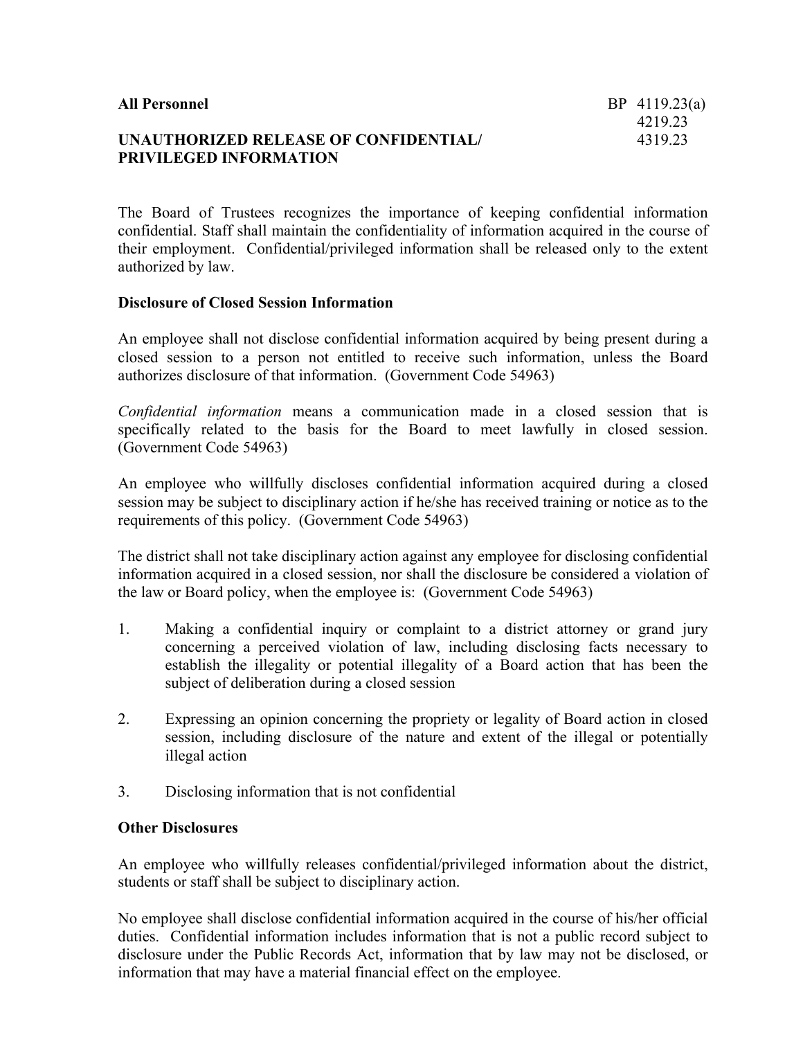**All Personnel** BP 4119.23(a)
4219.23
4319.23

# UNAUTHORIZED RELEASE OF CONFIDENTIAL/ PRIVILEGED INFORMATION

The Board of Trustees recognizes the importance of keeping confidential information confidential. Staff shall maintain the confidentiality of information acquired in the course of their employment. Confidential/privileged information shall be released only to the extent authorized by law.

## Disclosure of Closed Session Information

An employee shall not disclose confidential information acquired by being present during a closed session to a person not entitled to receive such information, unless the Board authorizes disclosure of that information. (Government Code 54963)

*Confidential information* means a communication made in a closed session that is specifically related to the basis for the Board to meet lawfully in closed session. (Government Code 54963)

An employee who willfully discloses confidential information acquired during a closed session may be subject to disciplinary action if he/she has received training or notice as to the requirements of this policy. (Government Code 54963)

The district shall not take disciplinary action against any employee for disclosing confidential information acquired in a closed session, nor shall the disclosure be considered a violation of the law or Board policy, when the employee is: (Government Code 54963)

1. Making a confidential inquiry or complaint to a district attorney or grand jury concerning a perceived violation of law, including disclosing facts necessary to establish the illegality or potential illegality of a Board action that has been the subject of deliberation during a closed session

2. Expressing an opinion concerning the propriety or legality of Board action in closed session, including disclosure of the nature and extent of the illegal or potentially illegal action

3. Disclosing information that is not confidential

## Other Disclosures

An employee who willfully releases confidential/privileged information about the district, students or staff shall be subject to disciplinary action.

No employee shall disclose confidential information acquired in the course of his/her official duties. Confidential information includes information that is not a public record subject to disclosure under the Public Records Act, information that by law may not be disclosed, or information that may have a material financial effect on the employee.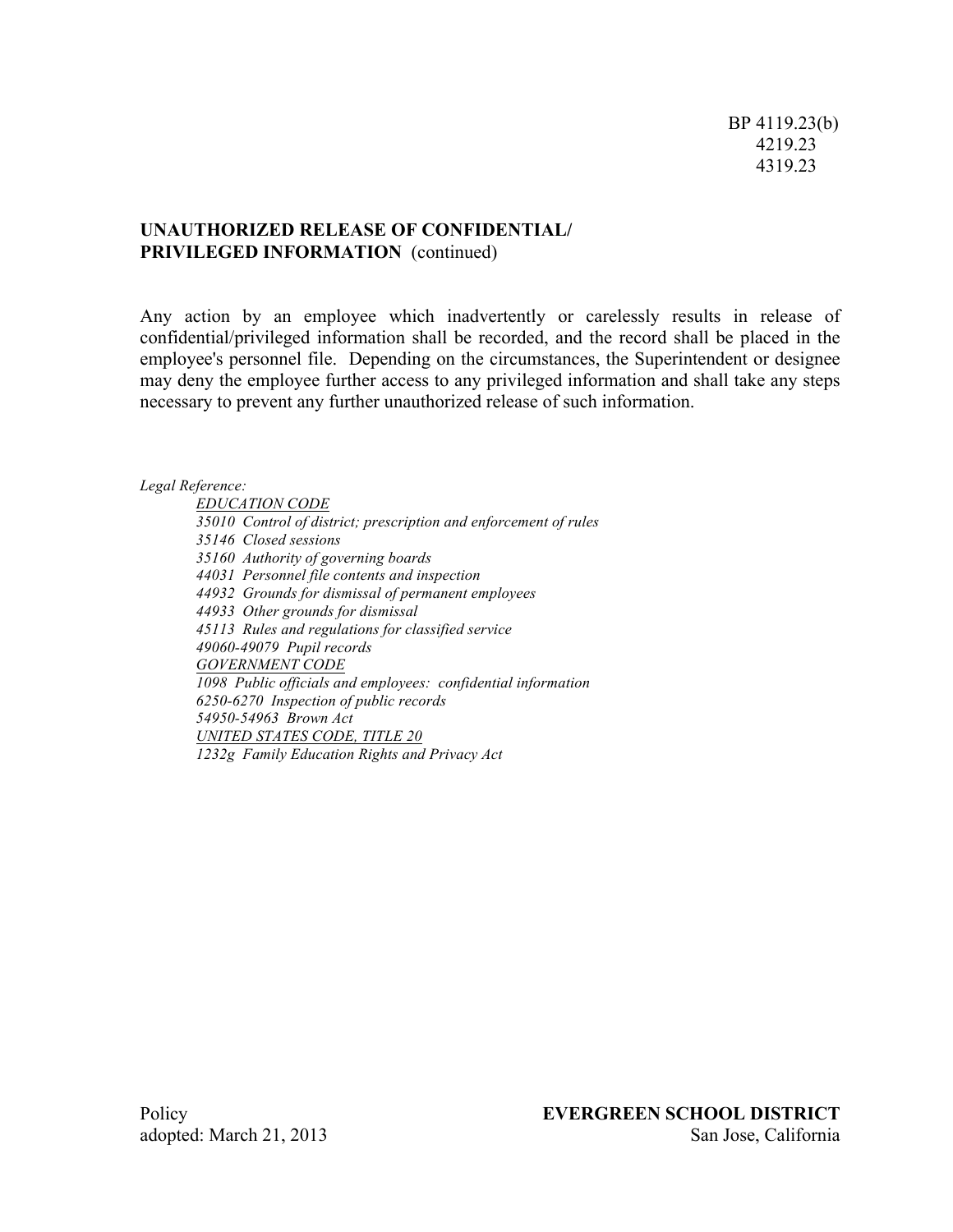BP 4119.23(b)
4219.23
4319.23

**UNAUTHORIZED RELEASE OF CONFIDENTIAL/ PRIVILEGED INFORMATION** (continued)

Any action by an employee which inadvertently or carelessly results in release of confidential/privileged information shall be recorded, and the record shall be placed in the employee's personnel file. Depending on the circumstances, the Superintendent or designee may deny the employee further access to any privileged information and shall take any steps necessary to prevent any further unauthorized release of such information.

*Legal Reference:*

*EDUCATION CODE*
*35010 Control of district; prescription and enforcement of rules*
*35146 Closed sessions*
*35160 Authority of governing boards*
*44031 Personnel file contents and inspection*
*44932 Grounds for dismissal of permanent employees*
*44933 Other grounds for dismissal*
*45113 Rules and regulations for classified service*
*49060-49079 Pupil records*
*GOVERNMENT CODE*
*1098 Public officials and employees: confidential information*
*6250-6270 Inspection of public records*
*54950-54963 Brown Act*
*UNITED STATES CODE, TITLE 20*
*1232g Family Education Rights and Privacy Act*

Policy
adopted: March 21, 2013

**EVERGREEN SCHOOL DISTRICT**
San Jose, California